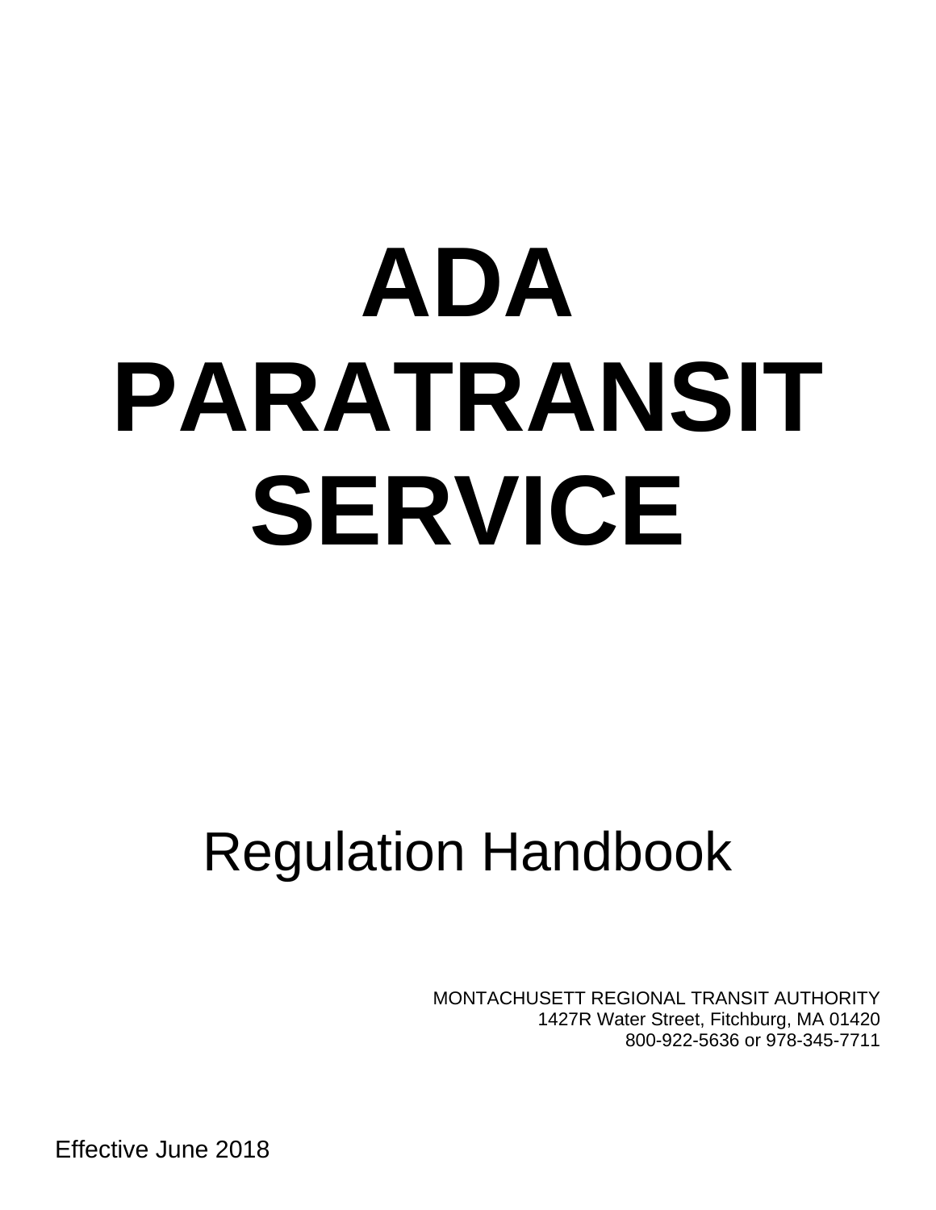# ADA PARATRANSIT SERVICE

## Regulation Handbook

MONTACHUSETT REGIONAL TRANSIT AUTHORITY
1427R Water Street, Fitchburg, MA 01420
800-922-5636 or 978-345-7711

Effective June 2018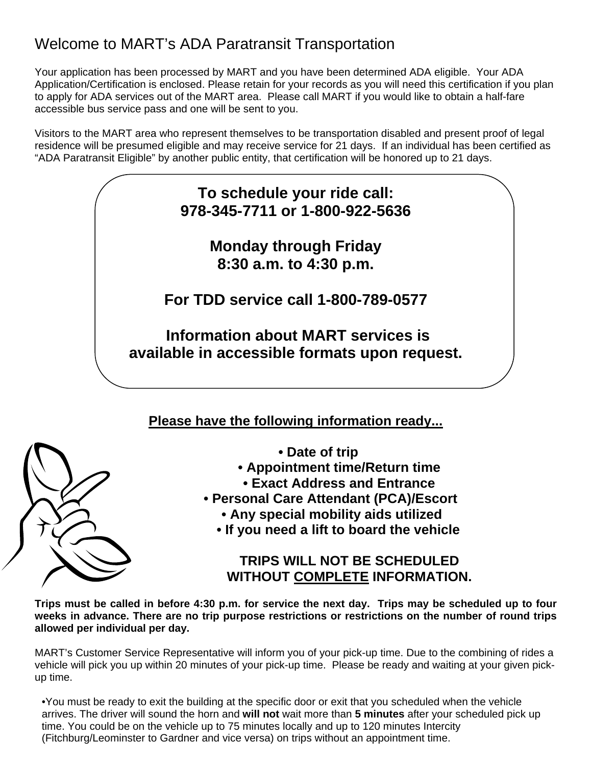# Welcome to MART's ADA Paratransit Transportation

Your application has been processed by MART and you have been determined ADA eligible. Your ADA Application/Certification is enclosed. Please retain for your records as you will need this certification if you plan to apply for ADA services out of the MART area. Please call MART if you would like to obtain a half-fare accessible bus service pass and one will be sent to you.

Visitors to the MART area who represent themselves to be transportation disabled and present proof of legal residence will be presumed eligible and may receive service for 21 days. If an individual has been certified as "ADA Paratransit Eligible" by another public entity, that certification will be honored up to 21 days.

**To schedule your ride call:**
**978-345-7711 or 1-800-922-5636**

**Monday through Friday**
**8:30 a.m. to 4:30 p.m.**

**For TDD service call 1-800-789-0577**

**Information about MART services is available in accessible formats upon request.**

**Please have the following information ready...**

- **Date of trip**
- **Appointment time/Return time**
- **Exact Address and Entrance**
- **Personal Care Attendant (PCA)/Escort**
- **Any special mobility aids utilized**
- **If you need a lift to board the vehicle**

**TRIPS WILL NOT BE SCHEDULED WITHOUT COMPLETE INFORMATION.**

**Trips must be called in before 4:30 p.m. for service the next day. Trips may be scheduled up to four weeks in advance. There are no trip purpose restrictions or restrictions on the number of round trips allowed per individual per day.**

MART's Customer Service Representative will inform you of your pick-up time. Due to the combining of rides a vehicle will pick you up within 20 minutes of your pick-up time. Please be ready and waiting at your given pick-up time.

- You must be ready to exit the building at the specific door or exit that you scheduled when the vehicle arrives. The driver will sound the horn and **will not** wait more than **5 minutes** after your scheduled pick up time. You could be on the vehicle up to 75 minutes locally and up to 120 minutes Intercity (Fitchburg/Leominster to Gardner and vice versa) on trips without an appointment time.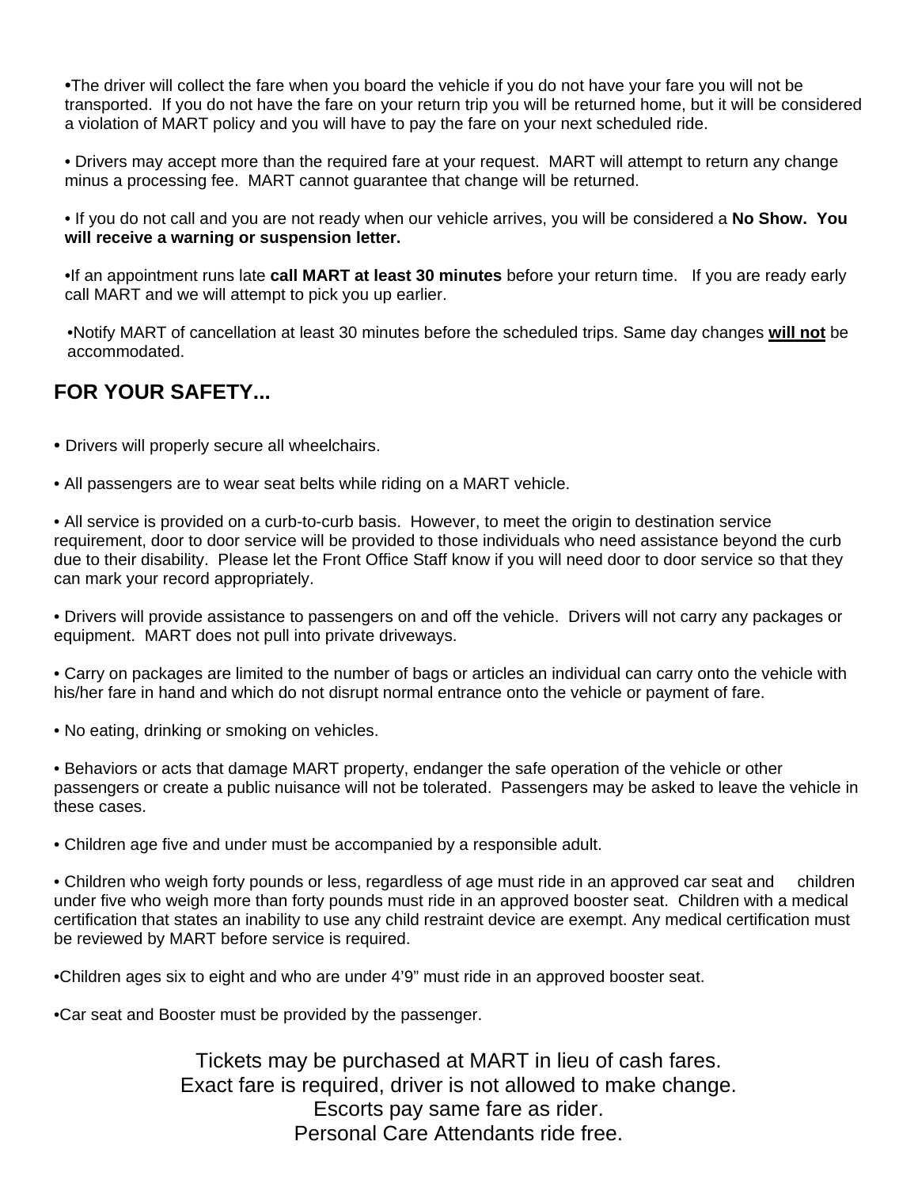- The driver will collect the fare when you board the vehicle if you do not have your fare you will not be transported. If you do not have the fare on your return trip you will be returned home, but it will be considered a violation of MART policy and you will have to pay the fare on your next scheduled ride.

- Drivers may accept more than the required fare at your request. MART will attempt to return any change minus a processing fee. MART cannot guarantee that change will be returned.

- If you do not call and you are not ready when our vehicle arrives, you will be considered a **No Show. You will receive a warning or suspension letter.**

- If an appointment runs late **call MART at least 30 minutes** before your return time. If you are ready early call MART and we will attempt to pick you up earlier.

- Notify MART of cancellation at least 30 minutes before the scheduled trips. Same day changes **<u>will not</u>** be accommodated.

## FOR YOUR SAFETY...

- Drivers will properly secure all wheelchairs.

- All passengers are to wear seat belts while riding on a MART vehicle.

- All service is provided on a curb-to-curb basis. However, to meet the origin to destination service requirement, door to door service will be provided to those individuals who need assistance beyond the curb due to their disability. Please let the Front Office Staff know if you will need door to door service so that they can mark your record appropriately.

- Drivers will provide assistance to passengers on and off the vehicle. Drivers will not carry any packages or equipment. MART does not pull into private driveways.

- Carry on packages are limited to the number of bags or articles an individual can carry onto the vehicle with his/her fare in hand and which do not disrupt normal entrance onto the vehicle or payment of fare.

- No eating, drinking or smoking on vehicles.

- Behaviors or acts that damage MART property, endanger the safe operation of the vehicle or other passengers or create a public nuisance will not be tolerated. Passengers may be asked to leave the vehicle in these cases.

- Children age five and under must be accompanied by a responsible adult.

- Children who weigh forty pounds or less, regardless of age must ride in an approved car seat and children under five who weigh more than forty pounds must ride in an approved booster seat. Children with a medical certification that states an inability to use any child restraint device are exempt. Any medical certification must be reviewed by MART before service is required.

- Children ages six to eight and who are under 4'9" must ride in an approved booster seat.

- Car seat and Booster must be provided by the passenger.

Tickets may be purchased at MART in lieu of cash fares.
Exact fare is required, driver is not allowed to make change.
Escorts pay same fare as rider.
Personal Care Attendants ride free.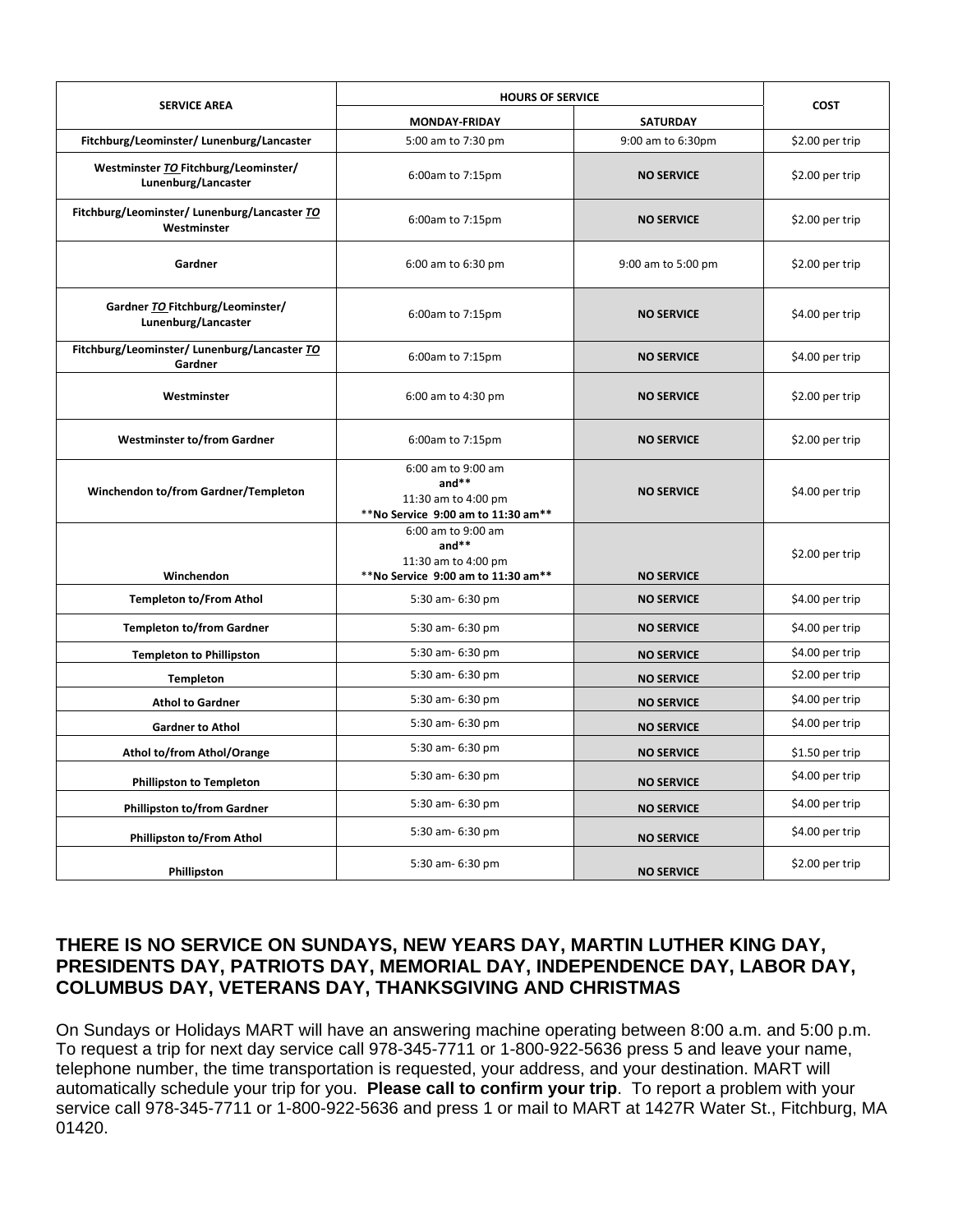| SERVICE AREA | HOURS OF SERVICE | | COST |
|---|---|---|---|
| | MONDAY-FRIDAY | SATURDAY | |
| **Fitchburg/Leominster/ Lunenburg/Lancaster** | 5:00 am to 7:30 pm | 9:00 am to 6:30pm | $2.00 per trip |
| **Westminster *TO* Fitchburg/Leominster/ Lunenburg/Lancaster** | 6:00am to 7:15pm | **NO SERVICE** | $2.00 per trip |
| **Fitchburg/Leominster/ Lunenburg/Lancaster *TO* Westminster** | 6:00am to 7:15pm | **NO SERVICE** | $2.00 per trip |
| **Gardner** | 6:00 am to 6:30 pm | 9:00 am to 5:00 pm | $2.00 per trip |
| **Gardner *TO* Fitchburg/Leominster/ Lunenburg/Lancaster** | 6:00am to 7:15pm | **NO SERVICE** | $4.00 per trip |
| **Fitchburg/Leominster/ Lunenburg/Lancaster *TO* Gardner** | 6:00am to 7:15pm | **NO SERVICE** | $4.00 per trip |
| **Westminster** | 6:00 am to 4:30 pm | **NO SERVICE** | $2.00 per trip |
| **Westminster to/from Gardner** | 6:00am to 7:15pm | **NO SERVICE** | $2.00 per trip |
| **Winchendon to/from Gardner/Templeton** | 6:00 am to 9:00 am **and**** 11:30 am to 4:00 pm ****No Service 9:00 am to 11:30 am**** | **NO SERVICE** | $4.00 per trip |
| **Winchendon** | 6:00 am to 9:00 am **and**** 11:30 am to 4:00 pm ****No Service 9:00 am to 11:30 am**** | **NO SERVICE** | $2.00 per trip |
| **Templeton to/From Athol** | 5:30 am- 6:30 pm | **NO SERVICE** | $4.00 per trip |
| **Templeton to/from Gardner** | 5:30 am- 6:30 pm | **NO SERVICE** | $4.00 per trip |
| **Templeton to Phillipston** | 5:30 am- 6:30 pm | **NO SERVICE** | $4.00 per trip |
| **Templeton** | 5:30 am- 6:30 pm | **NO SERVICE** | $2.00 per trip |
| **Athol to Gardner** | 5:30 am- 6:30 pm | **NO SERVICE** | $4.00 per trip |
| **Gardner to Athol** | 5:30 am- 6:30 pm | **NO SERVICE** | $4.00 per trip |
| **Athol to/from Athol/Orange** | 5:30 am- 6:30 pm | **NO SERVICE** | $1.50 per trip |
| **Phillipston to Templeton** | 5:30 am- 6:30 pm | **NO SERVICE** | $4.00 per trip |
| **Phillipston to/from Gardner** | 5:30 am- 6:30 pm | **NO SERVICE** | $4.00 per trip |
| **Phillipston to/From Athol** | 5:30 am- 6:30 pm | **NO SERVICE** | $4.00 per trip |
| **Phillipston** | 5:30 am- 6:30 pm | **NO SERVICE** | $2.00 per trip |

**THERE IS NO SERVICE ON SUNDAYS, NEW YEARS DAY, MARTIN LUTHER KING DAY, PRESIDENTS DAY, PATRIOTS DAY, MEMORIAL DAY, INDEPENDENCE DAY, LABOR DAY, COLUMBUS DAY, VETERANS DAY, THANKSGIVING AND CHRISTMAS**

On Sundays or Holidays MART will have an answering machine operating between 8:00 a.m. and 5:00 p.m. To request a trip for next day service call 978-345-7711 or 1-800-922-5636 press 5 and leave your name, telephone number, the time transportation is requested, your address, and your destination. MART will automatically schedule your trip for you. **Please call to confirm your trip**. To report a problem with your service call 978-345-7711 or 1-800-922-5636 and press 1 or mail to MART at 1427R Water St., Fitchburg, MA 01420.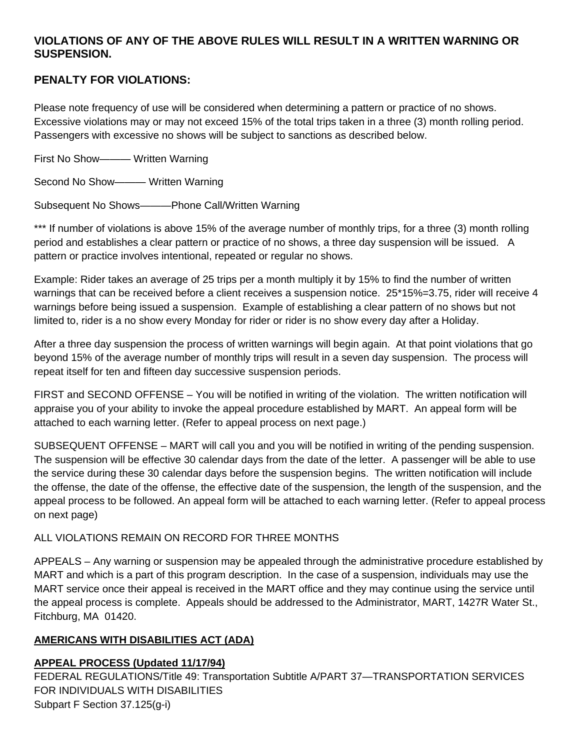**VIOLATIONS OF ANY OF THE ABOVE RULES WILL RESULT IN A WRITTEN WARNING OR SUSPENSION.**

**PENALTY FOR VIOLATIONS:**

Please note frequency of use will be considered when determining a pattern or practice of no shows. Excessive violations may or may not exceed 15% of the total trips taken in a three (3) month rolling period. Passengers with excessive no shows will be subject to sanctions as described below.

First No Show——— Written Warning

Second No Show——— Written Warning

Subsequent No Shows———Phone Call/Written Warning

*** If number of violations is above 15% of the average number of monthly trips, for a three (3) month rolling period and establishes a clear pattern or practice of no shows, a three day suspension will be issued. A pattern or practice involves intentional, repeated or regular no shows.

Example: Rider takes an average of 25 trips per a month multiply it by 15% to find the number of written warnings that can be received before a client receives a suspension notice. 25*15%=3.75, rider will receive 4 warnings before being issued a suspension. Example of establishing a clear pattern of no shows but not limited to, rider is a no show every Monday for rider or rider is no show every day after a Holiday.

After a three day suspension the process of written warnings will begin again. At that point violations that go beyond 15% of the average number of monthly trips will result in a seven day suspension. The process will repeat itself for ten and fifteen day successive suspension periods.

FIRST and SECOND OFFENSE – You will be notified in writing of the violation. The written notification will appraise you of your ability to invoke the appeal procedure established by MART. An appeal form will be attached to each warning letter. (Refer to appeal process on next page.)

SUBSEQUENT OFFENSE – MART will call you and you will be notified in writing of the pending suspension. The suspension will be effective 30 calendar days from the date of the letter. A passenger will be able to use the service during these 30 calendar days before the suspension begins. The written notification will include the offense, the date of the offense, the effective date of the suspension, the length of the suspension, and the appeal process to be followed. An appeal form will be attached to each warning letter. (Refer to appeal process on next page)

ALL VIOLATIONS REMAIN ON RECORD FOR THREE MONTHS

APPEALS – Any warning or suspension may be appealed through the administrative procedure established by MART and which is a part of this program description. In the case of a suspension, individuals may use the MART service once their appeal is received in the MART office and they may continue using the service until the appeal process is complete. Appeals should be addressed to the Administrator, MART, 1427R Water St., Fitchburg, MA 01420.

**AMERICANS WITH DISABILITIES ACT (ADA)**

**APPEAL PROCESS (Updated 11/17/94)**

FEDERAL REGULATIONS/Title 49: Transportation Subtitle A/PART 37—TRANSPORTATION SERVICES FOR INDIVIDUALS WITH DISABILITIES
Subpart F Section 37.125(g-i)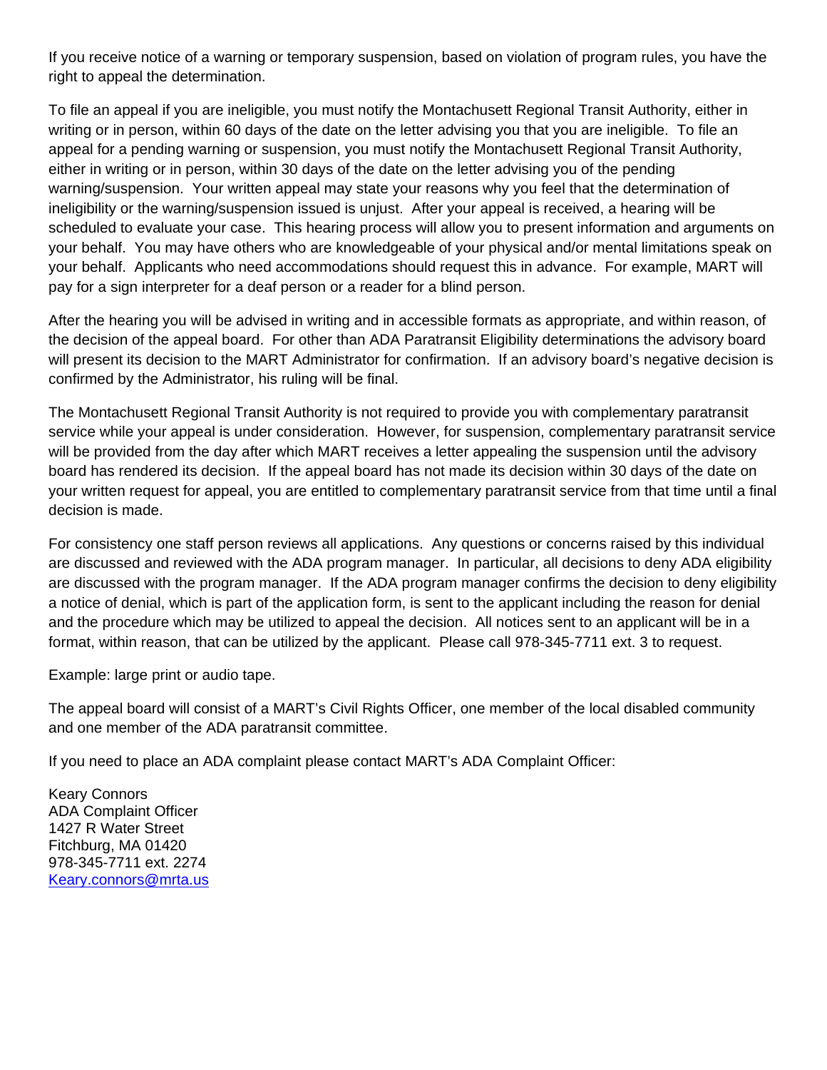If you receive notice of a warning or temporary suspension, based on violation of program rules, you have the right to appeal the determination.

To file an appeal if you are ineligible, you must notify the Montachusett Regional Transit Authority, either in writing or in person, within 60 days of the date on the letter advising you that you are ineligible. To file an appeal for a pending warning or suspension, you must notify the Montachusett Regional Transit Authority, either in writing or in person, within 30 days of the date on the letter advising you of the pending warning/suspension. Your written appeal may state your reasons why you feel that the determination of ineligibility or the warning/suspension issued is unjust. After your appeal is received, a hearing will be scheduled to evaluate your case. This hearing process will allow you to present information and arguments on your behalf. You may have others who are knowledgeable of your physical and/or mental limitations speak on your behalf. Applicants who need accommodations should request this in advance. For example, MART will pay for a sign interpreter for a deaf person or a reader for a blind person.

After the hearing you will be advised in writing and in accessible formats as appropriate, and within reason, of the decision of the appeal board. For other than ADA Paratransit Eligibility determinations the advisory board will present its decision to the MART Administrator for confirmation. If an advisory board's negative decision is confirmed by the Administrator, his ruling will be final.

The Montachusett Regional Transit Authority is not required to provide you with complementary paratransit service while your appeal is under consideration. However, for suspension, complementary paratransit service will be provided from the day after which MART receives a letter appealing the suspension until the advisory board has rendered its decision. If the appeal board has not made its decision within 30 days of the date on your written request for appeal, you are entitled to complementary paratransit service from that time until a final decision is made.

For consistency one staff person reviews all applications. Any questions or concerns raised by this individual are discussed and reviewed with the ADA program manager. In particular, all decisions to deny ADA eligibility are discussed with the program manager. If the ADA program manager confirms the decision to deny eligibility a notice of denial, which is part of the application form, is sent to the applicant including the reason for denial and the procedure which may be utilized to appeal the decision. All notices sent to an applicant will be in a format, within reason, that can be utilized by the applicant. Please call 978-345-7711 ext. 3 to request.

Example: large print or audio tape.

The appeal board will consist of a MART's Civil Rights Officer, one member of the local disabled community and one member of the ADA paratransit committee.

If you need to place an ADA complaint please contact MART's ADA Complaint Officer:

Keary Connors  
ADA Complaint Officer  
1427 R Water Street  
Fitchburg, MA 01420  
978-345-7711 ext. 2274  
[Keary.connors@mrta.us](mailto:Keary.connors@mrta.us)